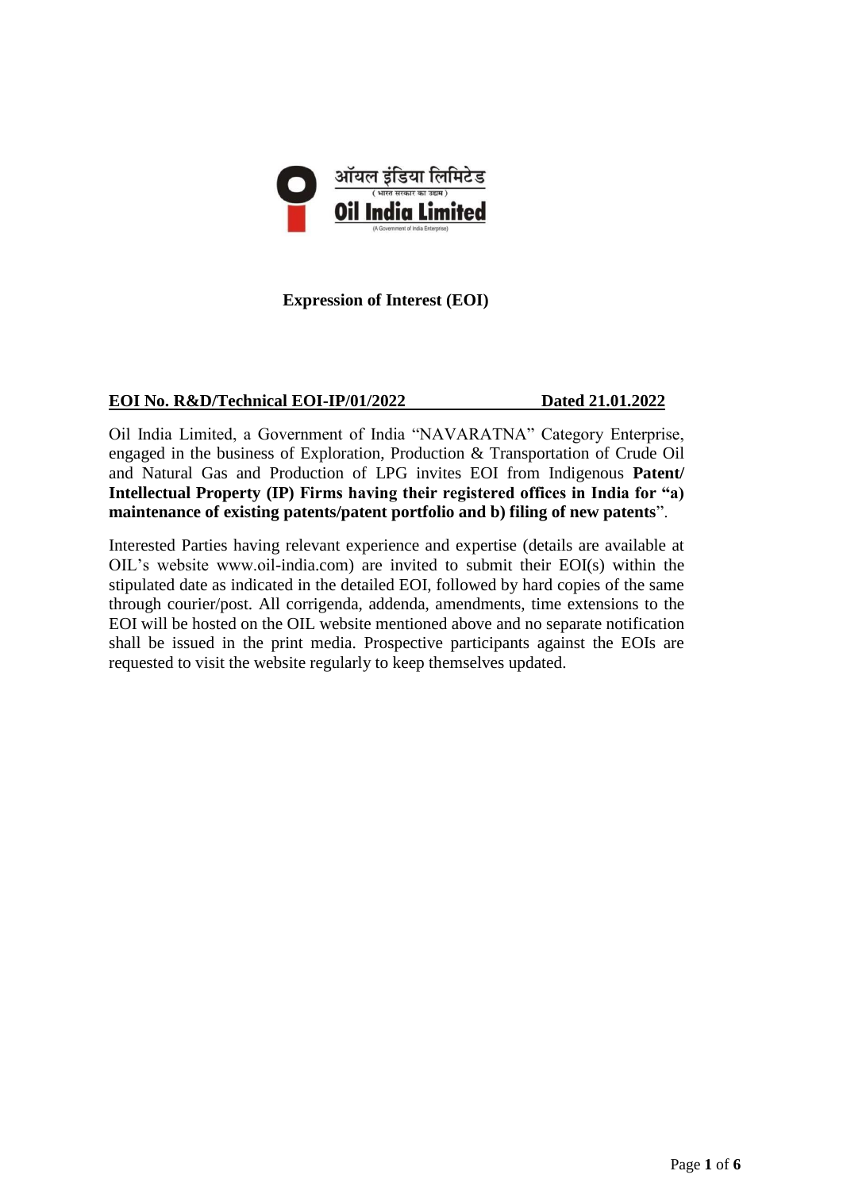ऑयल इंडिया लिमिटेड

( भारत सरकार का उद्यम )

**Oil India Limited**

(A Government of India Enterprise)

## Expression of Interest (EOI)

**EOI No. R&D/Technical EOI-IP/01/2022** **Dated 21.01.2022**

Oil India Limited, a Government of India "NAVARATNA" Category Enterprise, engaged in the business of Exploration, Production & Transportation of Crude Oil and Natural Gas and Production of LPG invites EOI from Indigenous **Patent/ Intellectual Property (IP) Firms having their registered offices in India for "a) maintenance of existing patents/patent portfolio and b) filing of new patents**".

Interested Parties having relevant experience and expertise (details are available at OIL's website www.oil-india.com) are invited to submit their EOI(s) within the stipulated date as indicated in the detailed EOI, followed by hard copies of the same through courier/post. All corrigenda, addenda, amendments, time extensions to the EOI will be hosted on the OIL website mentioned above and no separate notification shall be issued in the print media. Prospective participants against the EOIs are requested to visit the website regularly to keep themselves updated.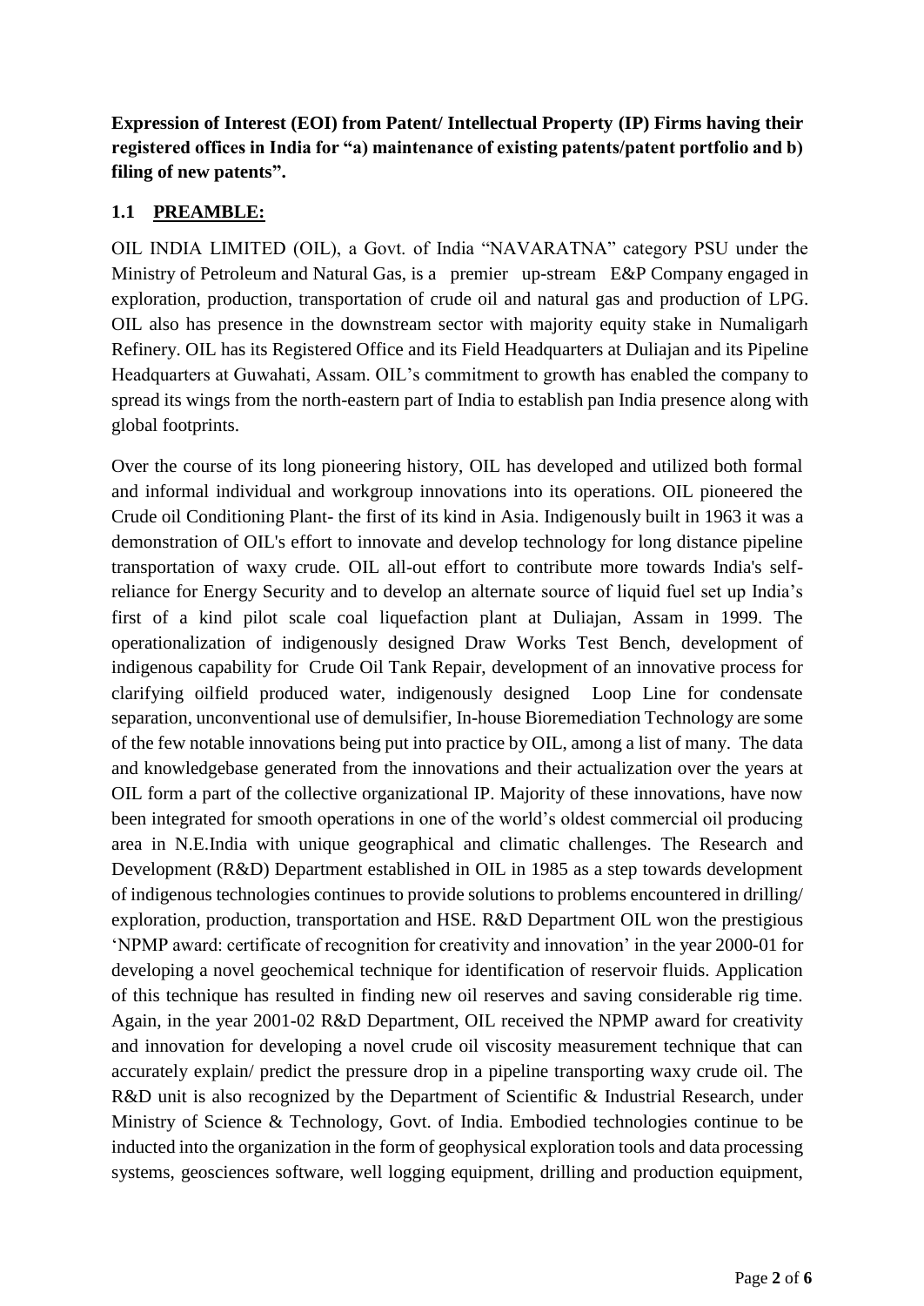**Expression of Interest (EOI) from Patent/ Intellectual Property (IP) Firms having their registered offices in India for "a) maintenance of existing patents/patent portfolio and b) filing of new patents".**

## 1.1 PREAMBLE:

OIL INDIA LIMITED (OIL), a Govt. of India "NAVARATNA" category PSU under the Ministry of Petroleum and Natural Gas, is a premier up-stream E&P Company engaged in exploration, production, transportation of crude oil and natural gas and production of LPG. OIL also has presence in the downstream sector with majority equity stake in Numaligarh Refinery. OIL has its Registered Office and its Field Headquarters at Duliajan and its Pipeline Headquarters at Guwahati, Assam. OIL's commitment to growth has enabled the company to spread its wings from the north-eastern part of India to establish pan India presence along with global footprints.

Over the course of its long pioneering history, OIL has developed and utilized both formal and informal individual and workgroup innovations into its operations. OIL pioneered the Crude oil Conditioning Plant- the first of its kind in Asia. Indigenously built in 1963 it was a demonstration of OIL's effort to innovate and develop technology for long distance pipeline transportation of waxy crude. OIL all-out effort to contribute more towards India's self-reliance for Energy Security and to develop an alternate source of liquid fuel set up India's first of a kind pilot scale coal liquefaction plant at Duliajan, Assam in 1999. The operationalization of indigenously designed Draw Works Test Bench, development of indigenous capability for Crude Oil Tank Repair, development of an innovative process for clarifying oilfield produced water, indigenously designed Loop Line for condensate separation, unconventional use of demulsifier, In-house Bioremediation Technology are some of the few notable innovations being put into practice by OIL, among a list of many. The data and knowledgebase generated from the innovations and their actualization over the years at OIL form a part of the collective organizational IP. Majority of these innovations, have now been integrated for smooth operations in one of the world's oldest commercial oil producing area in N.E.India with unique geographical and climatic challenges. The Research and Development (R&D) Department established in OIL in 1985 as a step towards development of indigenous technologies continues to provide solutions to problems encountered in drilling/ exploration, production, transportation and HSE. R&D Department OIL won the prestigious 'NPMP award: certificate of recognition for creativity and innovation' in the year 2000-01 for developing a novel geochemical technique for identification of reservoir fluids. Application of this technique has resulted in finding new oil reserves and saving considerable rig time. Again, in the year 2001-02 R&D Department, OIL received the NPMP award for creativity and innovation for developing a novel crude oil viscosity measurement technique that can accurately explain/ predict the pressure drop in a pipeline transporting waxy crude oil. The R&D unit is also recognized by the Department of Scientific & Industrial Research, under Ministry of Science & Technology, Govt. of India. Embodied technologies continue to be inducted into the organization in the form of geophysical exploration tools and data processing systems, geosciences software, well logging equipment, drilling and production equipment,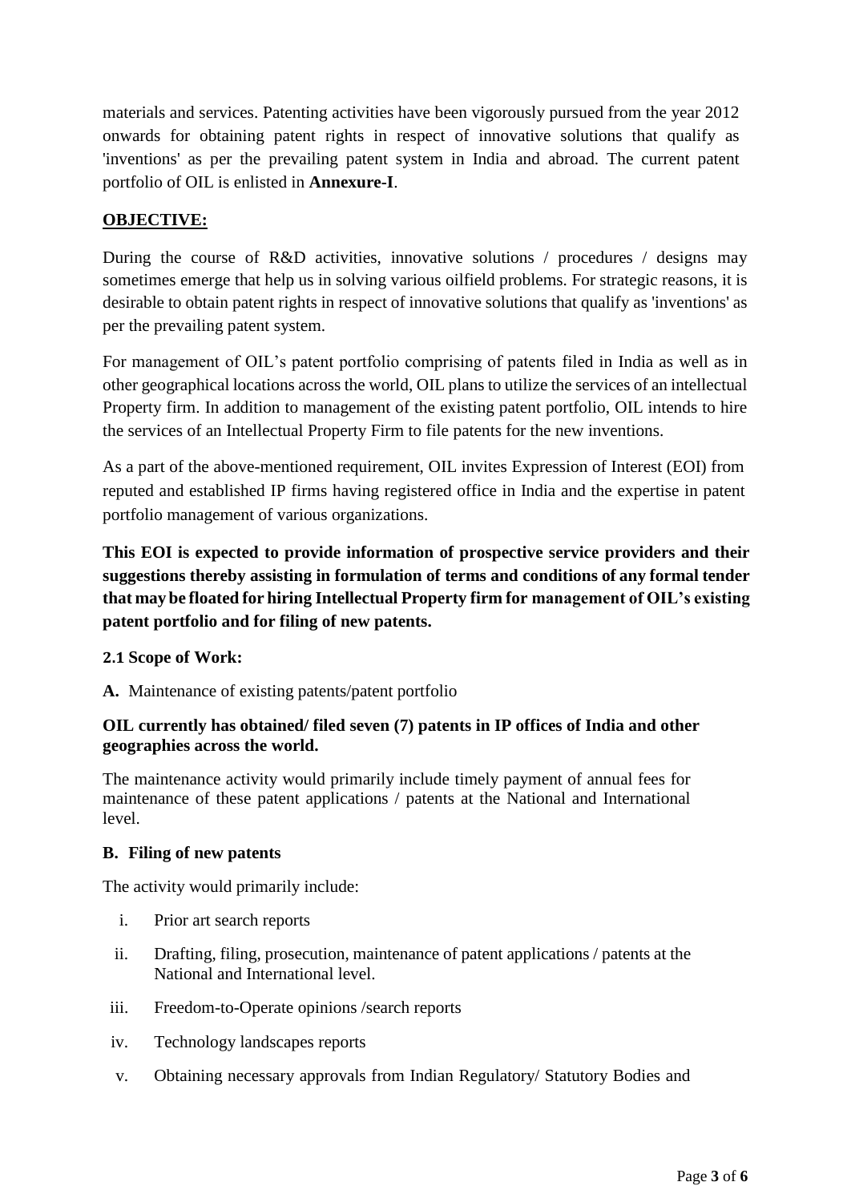materials and services. Patenting activities have been vigorously pursued from the year 2012 onwards for obtaining patent rights in respect of innovative solutions that qualify as 'inventions' as per the prevailing patent system in India and abroad. The current patent portfolio of OIL is enlisted in **Annexure-I**.

## OBJECTIVE:

During the course of R&D activities, innovative solutions / procedures / designs may sometimes emerge that help us in solving various oilfield problems. For strategic reasons, it is desirable to obtain patent rights in respect of innovative solutions that qualify as 'inventions' as per the prevailing patent system.

For management of OIL's patent portfolio comprising of patents filed in India as well as in other geographical locations across the world, OIL plans to utilize the services of an intellectual Property firm. In addition to management of the existing patent portfolio, OIL intends to hire the services of an Intellectual Property Firm to file patents for the new inventions.

As a part of the above-mentioned requirement, OIL invites Expression of Interest (EOI) from reputed and established IP firms having registered office in India and the expertise in patent portfolio management of various organizations.

**This EOI is expected to provide information of prospective service providers and their suggestions thereby assisting in formulation of terms and conditions of any formal tender that may be floated for hiring Intellectual Property firm for management of OIL's existing patent portfolio and for filing of new patents.**

### 2.1 Scope of Work:

**A.** Maintenance of existing patents/patent portfolio

**OIL currently has obtained/ filed seven (7) patents in IP offices of India and other geographies across the world.**

The maintenance activity would primarily include timely payment of annual fees for maintenance of these patent applications / patents at the National and International level.

**B. Filing of new patents**

The activity would primarily include:

i. Prior art search reports
ii. Drafting, filing, prosecution, maintenance of patent applications / patents at the National and International level.
iii. Freedom-to-Operate opinions /search reports
iv. Technology landscapes reports
v. Obtaining necessary approvals from Indian Regulatory/ Statutory Bodies and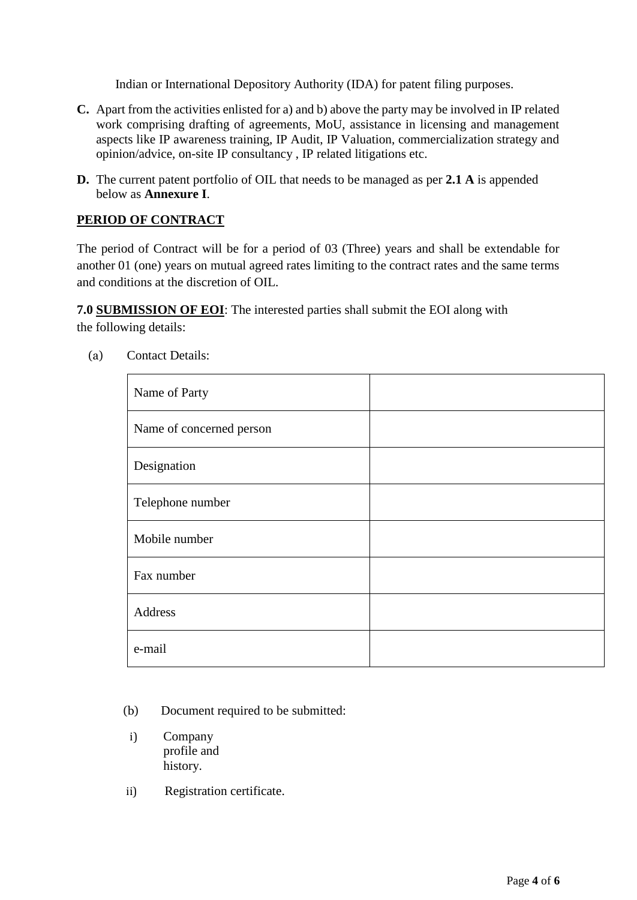Indian or International Depository Authority (IDA) for patent filing purposes.

**C.** Apart from the activities enlisted for a) and b) above the party may be involved in IP related work comprising drafting of agreements, MoU, assistance in licensing and management aspects like IP awareness training, IP Audit, IP Valuation, commercialization strategy and opinion/advice, on-site IP consultancy , IP related litigations etc.

**D.** The current patent portfolio of OIL that needs to be managed as per **2.1 A** is appended below as **Annexure I**.

## PERIOD OF CONTRACT

The period of Contract will be for a period of 03 (Three) years and shall be extendable for another 01 (one) years on mutual agreed rates limiting to the contract rates and the same terms and conditions at the discretion of OIL.

**7.0 SUBMISSION OF EOI**: The interested parties shall submit the EOI along with the following details:

(a) Contact Details:

| | |
|---|---|
| Name of Party | |
| Name of concerned person | |
| Designation | |
| Telephone number | |
| Mobile number | |
| Fax number | |
| Address | |
| e-mail | |

(b) Document required to be submitted:

i) Company profile and history.

ii) Registration certificate.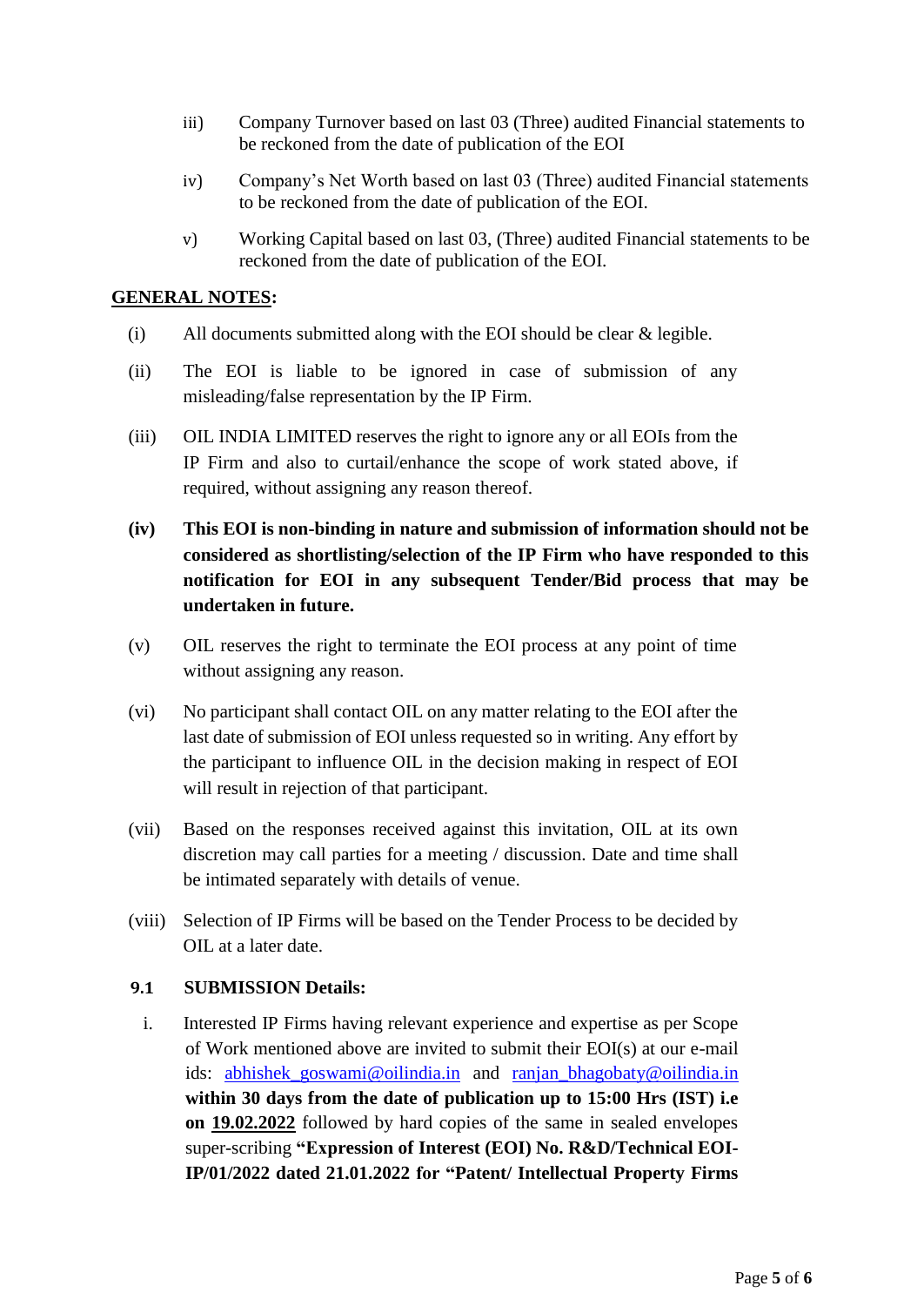iii) Company Turnover based on last 03 (Three) audited Financial statements to be reckoned from the date of publication of the EOI

iv) Company's Net Worth based on last 03 (Three) audited Financial statements to be reckoned from the date of publication of the EOI.

v) Working Capital based on last 03, (Three) audited Financial statements to be reckoned from the date of publication of the EOI.

**GENERAL NOTES:**

(i) All documents submitted along with the EOI should be clear & legible.

(ii) The EOI is liable to be ignored in case of submission of any misleading/false representation by the IP Firm.

(iii) OIL INDIA LIMITED reserves the right to ignore any or all EOIs from the IP Firm and also to curtail/enhance the scope of work stated above, if required, without assigning any reason thereof.

**(iv) This EOI is non-binding in nature and submission of information should not be considered as shortlisting/selection of the IP Firm who have responded to this notification for EOI in any subsequent Tender/Bid process that may be undertaken in future.**

(v) OIL reserves the right to terminate the EOI process at any point of time without assigning any reason.

(vi) No participant shall contact OIL on any matter relating to the EOI after the last date of submission of EOI unless requested so in writing. Any effort by the participant to influence OIL in the decision making in respect of EOI will result in rejection of that participant.

(vii) Based on the responses received against this invitation, OIL at its own discretion may call parties for a meeting / discussion. Date and time shall be intimated separately with details of venue.

(viii) Selection of IP Firms will be based on the Tender Process to be decided by OIL at a later date.

**9.1 SUBMISSION Details:**

i. Interested IP Firms having relevant experience and expertise as per Scope of Work mentioned above are invited to submit their EOI(s) at our e-mail ids: abhishek_goswami@oilindia.in and ranjan_bhagobaty@oilindia.in **within 30 days from the date of publication up to 15:00 Hrs (IST) i.e on 19.02.2022** followed by hard copies of the same in sealed envelopes super-scribing **"Expression of Interest (EOI) No. R&D/Technical EOI-IP/01/2022 dated 21.01.2022 for "Patent/ Intellectual Property Firms**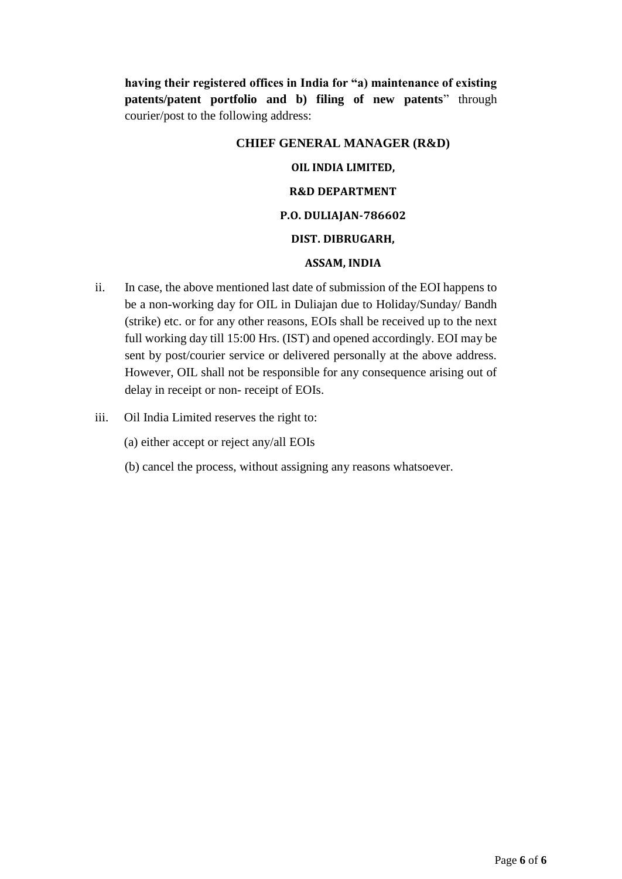**having their registered offices in India for "a) maintenance of existing patents/patent portfolio and b) filing of new patents**" through courier/post to the following address:

**CHIEF GENERAL MANAGER (R&D)**

**OIL INDIA LIMITED,**

**R&D DEPARTMENT**

**P.O. DULIAJAN-786602**

**DIST. DIBRUGARH,**

**ASSAM, INDIA**

ii. In case, the above mentioned last date of submission of the EOI happens to be a non-working day for OIL in Duliajan due to Holiday/Sunday/ Bandh (strike) etc. or for any other reasons, EOIs shall be received up to the next full working day till 15:00 Hrs. (IST) and opened accordingly. EOI may be sent by post/courier service or delivered personally at the above address. However, OIL shall not be responsible for any consequence arising out of delay in receipt or non- receipt of EOIs.

iii. Oil India Limited reserves the right to:

(a) either accept or reject any/all EOIs

(b) cancel the process, without assigning any reasons whatsoever.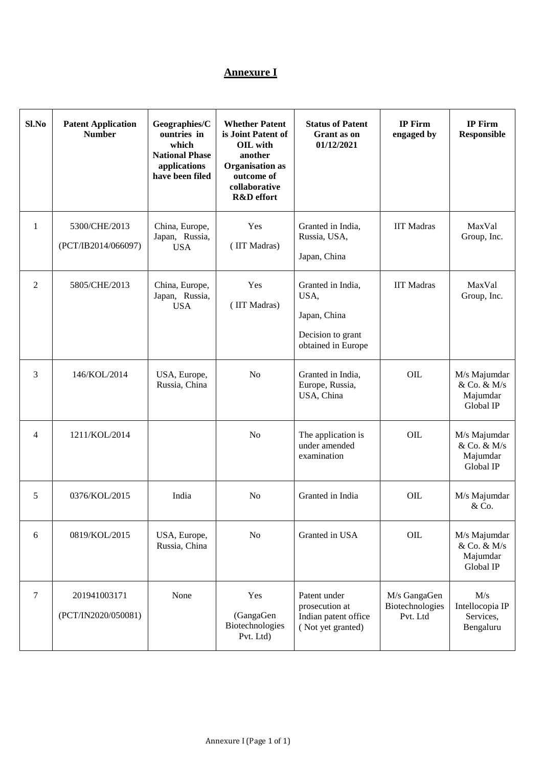# Annexure I

| Sl.No | Patent Application Number | Geographies/Countries in which National Phase applications have been filed | Whether Patent is Joint Patent of OIL with another Organisation as outcome of collaborative R&D effort | Status of Patent Grant as on 01/12/2021 | IP Firm engaged by | IP Firm Responsible |
|---|---|---|---|---|---|---|
| 1 | 5300/CHE/2013 (PCT/IB2014/066097) | China, Europe, Japan, Russia, USA | Yes (IIT Madras) | Granted in India, Russia, USA, Japan, China | IIT Madras | MaxVal Group, Inc. |
| 2 | 5805/CHE/2013 | China, Europe, Japan, Russia, USA | Yes (IIT Madras) | Granted in India, USA, Japan, China Decision to grant obtained in Europe | IIT Madras | MaxVal Group, Inc. |
| 3 | 146/KOL/2014 | USA, Europe, Russia, China | No | Granted in India, Europe, Russia, USA, China | OIL | M/s Majumdar & Co. & M/s Majumdar Global IP |
| 4 | 1211/KOL/2014 | | No | The application is under amended examination | OIL | M/s Majumdar & Co. & M/s Majumdar Global IP |
| 5 | 0376/KOL/2015 | India | No | Granted in India | OIL | M/s Majumdar & Co. |
| 6 | 0819/KOL/2015 | USA, Europe, Russia, China | No | Granted in USA | OIL | M/s Majumdar & Co. & M/s Majumdar Global IP |
| 7 | 201941003171 (PCT/IN2020/050081) | None | Yes (GangaGen Biotechnologies Pvt. Ltd) | Patent under prosecution at Indian patent office (Not yet granted) | M/s GangaGen Biotechnologies Pvt. Ltd | M/s Intellocopia IP Services, Bengaluru |